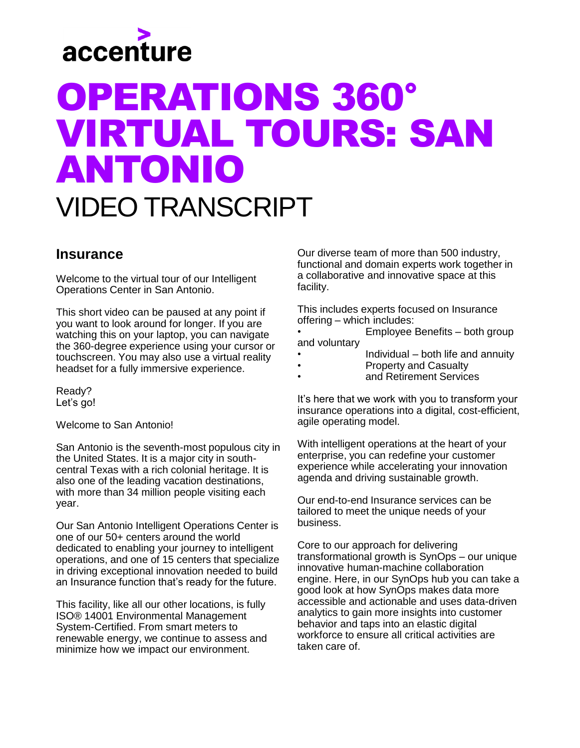accenture

# OPERATIONS 360° VIRTUAL TOURS: SAN ANTONIO

VIDEO TRANSCRIPT

## Insurance

Welcome to the virtual tour of our Intelligent Operations Center in San Antonio.

This short video can be paused at any point if you want to look around for longer. If you are watching this on your laptop, you can navigate the 360-degree experience using your cursor or touchscreen. You may also use a virtual reality headset for a fully immersive experience.

Ready?
Let's go!

Welcome to San Antonio!

San Antonio is the seventh-most populous city in the United States. It is a major city in south-central Texas with a rich colonial heritage. It is also one of the leading vacation destinations, with more than 34 million people visiting each year.

Our San Antonio Intelligent Operations Center is one of our 50+ centers around the world dedicated to enabling your journey to intelligent operations, and one of 15 centers that specialize in driving exceptional innovation needed to build an Insurance function that's ready for the future.

This facility, like all our other locations, is fully ISO® 14001 Environmental Management System-Certified. From smart meters to renewable energy, we continue to assess and minimize how we impact our environment.

Our diverse team of more than 500 industry, functional and domain experts work together in a collaborative and innovative space at this facility.

This includes experts focused on Insurance offering – which includes:

- Employee Benefits – both group and voluntary
- Individual – both life and annuity
- Property and Casualty
- and Retirement Services

It's here that we work with you to transform your insurance operations into a digital, cost-efficient, agile operating model.

With intelligent operations at the heart of your enterprise, you can redefine your customer experience while accelerating your innovation agenda and driving sustainable growth.

Our end-to-end Insurance services can be tailored to meet the unique needs of your business.

Core to our approach for delivering transformational growth is SynOps – our unique innovative human-machine collaboration engine. Here, in our SynOps hub you can take a good look at how SynOps makes data more accessible and actionable and uses data-driven analytics to gain more insights into customer behavior and taps into an elastic digital workforce to ensure all critical activities are taken care of.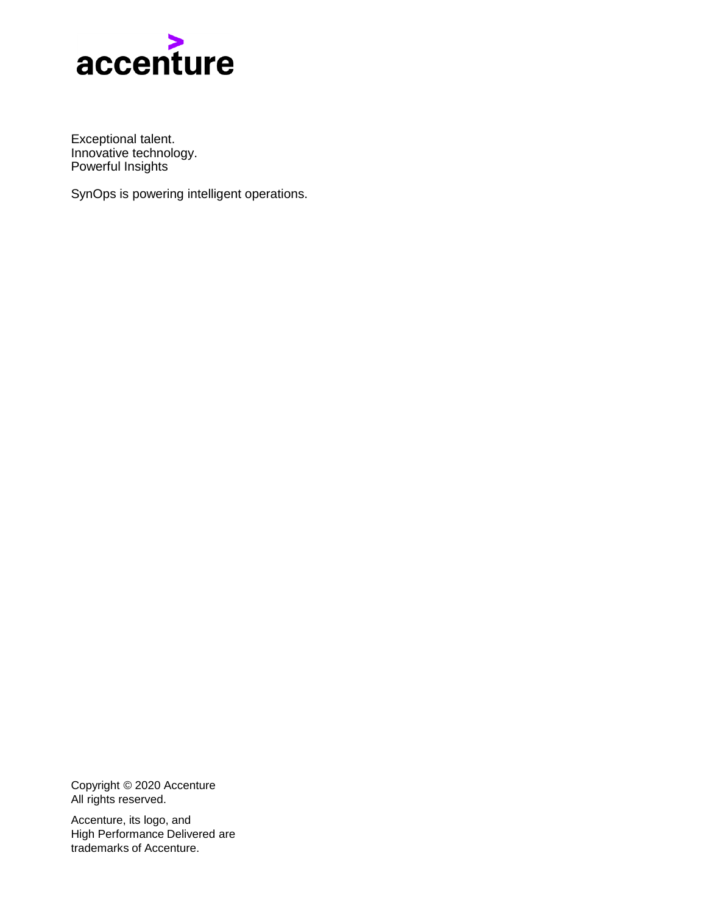accenture

Exceptional talent.
Innovative technology.
Powerful Insights

SynOps is powering intelligent operations.

Copyright © 2020 Accenture
All rights reserved.

Accenture, its logo, and
High Performance Delivered are
trademarks of Accenture.